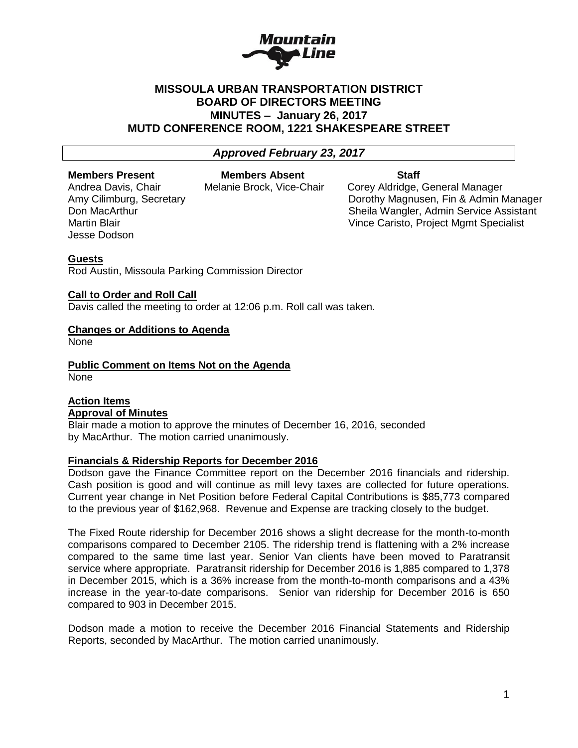# MISSOULA URBAN TRANSPORTATION DISTRICT
## BOARD OF DIRECTORS MEETING
## MINUTES – January 26, 2017
## MUTD CONFERENCE ROOM, 1221 SHAKESPEARE STREET

***Approved February 23, 2017***

| **Members Present** | **Members Absent** | **Staff** |
|---|---|---|
| Andrea Davis, Chair | Melanie Brock, Vice-Chair | Corey Aldridge, General Manager |
| Amy Cilimburg, Secretary | | Dorothy Magnusen, Fin & Admin Manager |
| Don MacArthur | | Sheila Wangler, Admin Service Assistant |
| Martin Blair | | Vince Caristo, Project Mgmt Specialist |
| Jesse Dodson | | |

**Guests**

Rod Austin, Missoula Parking Commission Director

**Call to Order and Roll Call**

Davis called the meeting to order at 12:06 p.m. Roll call was taken.

**Changes or Additions to Agenda**

None

**Public Comment on Items Not on the Agenda**

None

**Action Items**

**Approval of Minutes**

Blair made a motion to approve the minutes of December 16, 2016, seconded by MacArthur. The motion carried unanimously.

**Financials & Ridership Reports for December 2016**

Dodson gave the Finance Committee report on the December 2016 financials and ridership. Cash position is good and will continue as mill levy taxes are collected for future operations. Current year change in Net Position before Federal Capital Contributions is $85,773 compared to the previous year of $162,968. Revenue and Expense are tracking closely to the budget.

The Fixed Route ridership for December 2016 shows a slight decrease for the month-to-month comparisons compared to December 2105. The ridership trend is flattening with a 2% increase compared to the same time last year. Senior Van clients have been moved to Paratransit service where appropriate. Paratransit ridership for December 2016 is 1,885 compared to 1,378 in December 2015, which is a 36% increase from the month-to-month comparisons and a 43% increase in the year-to-date comparisons. Senior van ridership for December 2016 is 650 compared to 903 in December 2015.

Dodson made a motion to receive the December 2016 Financial Statements and Ridership Reports, seconded by MacArthur. The motion carried unanimously.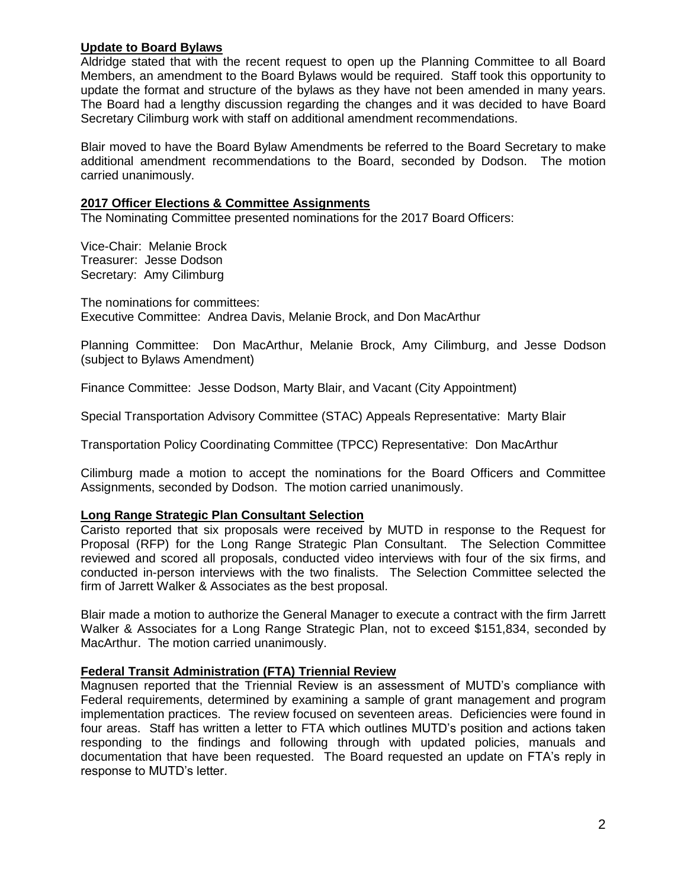## Update to Board Bylaws

Aldridge stated that with the recent request to open up the Planning Committee to all Board Members, an amendment to the Board Bylaws would be required. Staff took this opportunity to update the format and structure of the bylaws as they have not been amended in many years. The Board had a lengthy discussion regarding the changes and it was decided to have Board Secretary Cilimburg work with staff on additional amendment recommendations.

Blair moved to have the Board Bylaw Amendments be referred to the Board Secretary to make additional amendment recommendations to the Board, seconded by Dodson. The motion carried unanimously.

## 2017 Officer Elections & Committee Assignments

The Nominating Committee presented nominations for the 2017 Board Officers:

Vice-Chair: Melanie Brock
Treasurer: Jesse Dodson
Secretary: Amy Cilimburg

The nominations for committees:
Executive Committee: Andrea Davis, Melanie Brock, and Don MacArthur

Planning Committee: Don MacArthur, Melanie Brock, Amy Cilimburg, and Jesse Dodson (subject to Bylaws Amendment)

Finance Committee: Jesse Dodson, Marty Blair, and Vacant (City Appointment)

Special Transportation Advisory Committee (STAC) Appeals Representative: Marty Blair

Transportation Policy Coordinating Committee (TPCC) Representative: Don MacArthur

Cilimburg made a motion to accept the nominations for the Board Officers and Committee Assignments, seconded by Dodson. The motion carried unanimously.

## Long Range Strategic Plan Consultant Selection

Caristo reported that six proposals were received by MUTD in response to the Request for Proposal (RFP) for the Long Range Strategic Plan Consultant. The Selection Committee reviewed and scored all proposals, conducted video interviews with four of the six firms, and conducted in-person interviews with the two finalists. The Selection Committee selected the firm of Jarrett Walker & Associates as the best proposal.

Blair made a motion to authorize the General Manager to execute a contract with the firm Jarrett Walker & Associates for a Long Range Strategic Plan, not to exceed $151,834, seconded by MacArthur. The motion carried unanimously.

## Federal Transit Administration (FTA) Triennial Review

Magnusen reported that the Triennial Review is an assessment of MUTD's compliance with Federal requirements, determined by examining a sample of grant management and program implementation practices. The review focused on seventeen areas. Deficiencies were found in four areas. Staff has written a letter to FTA which outlines MUTD's position and actions taken responding to the findings and following through with updated policies, manuals and documentation that have been requested. The Board requested an update on FTA's reply in response to MUTD's letter.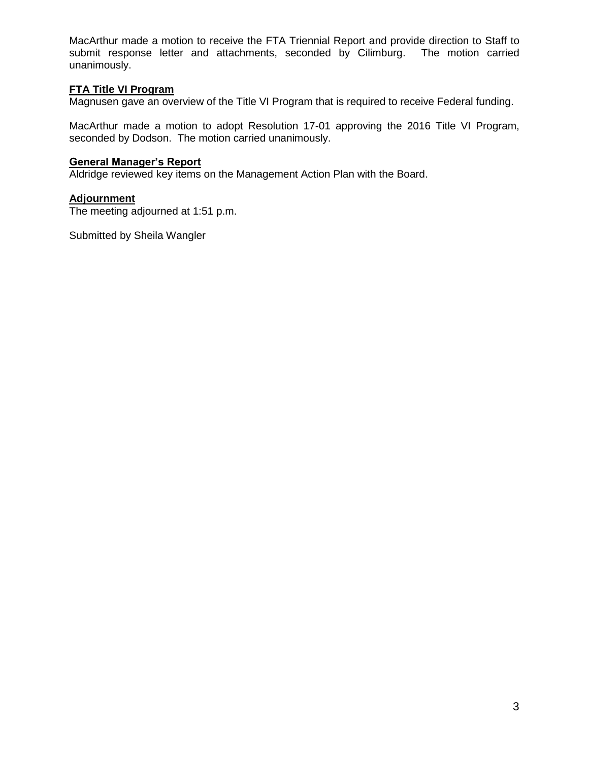MacArthur made a motion to receive the FTA Triennial Report and provide direction to Staff to submit response letter and attachments, seconded by Cilimburg. The motion carried unanimously.

**FTA Title VI Program**

Magnusen gave an overview of the Title VI Program that is required to receive Federal funding.

MacArthur made a motion to adopt Resolution 17-01 approving the 2016 Title VI Program, seconded by Dodson. The motion carried unanimously.

**General Manager's Report**

Aldridge reviewed key items on the Management Action Plan with the Board.

**Adjournment**

The meeting adjourned at 1:51 p.m.

Submitted by Sheila Wangler